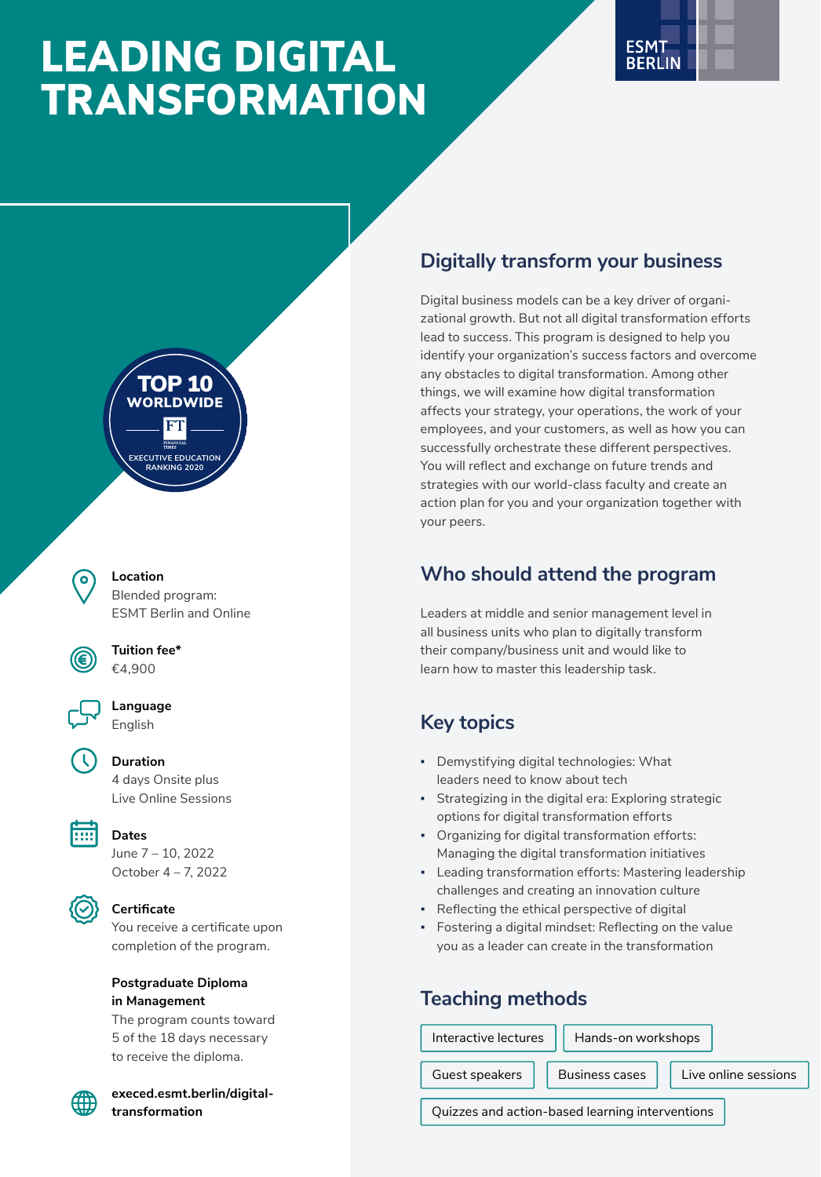# LEADING DIGITAL TRANSFORMATION

ESMT BERLIN

TOP 10 WORLDWIDE
FT
EXECUTIVE EDUCATION RANKING 2020

**Location**
Blended program:
ESMT Berlin and Online

**Tuition fee***
€4,900

**Language**
English

**Duration**
4 days Onsite plus
Live Online Sessions

**Dates**
June 7 – 10, 2022
October 4 – 7, 2022

**Certificate**
You receive a certificate upon completion of the program.

**Postgraduate Diploma in Management**
The program counts toward 5 of the 18 days necessary to receive the diploma.

**execed.esmt.berlin/digital-transformation**

## Digitally transform your business

Digital business models can be a key driver of organizational growth. But not all digital transformation efforts lead to success. This program is designed to help you identify your organization's success factors and overcome any obstacles to digital transformation. Among other things, we will examine how digital transformation affects your strategy, your operations, the work of your employees, and your customers, as well as how you can successfully orchestrate these different perspectives. You will reflect and exchange on future trends and strategies with our world-class faculty and create an action plan for you and your organization together with your peers.

## Who should attend the program

Leaders at middle and senior management level in all business units who plan to digitally transform their company/business unit and would like to learn how to master this leadership task.

## Key topics

- Demystifying digital technologies: What leaders need to know about tech
- Strategizing in the digital era: Exploring strategic options for digital transformation efforts
- Organizing for digital transformation efforts: Managing the digital transformation initiatives
- Leading transformation efforts: Mastering leadership challenges and creating an innovation culture
- Reflecting the ethical perspective of digital
- Fostering a digital mindset: Reflecting on the value you as a leader can create in the transformation

## Teaching methods

- Interactive lectures
- Hands-on workshops
- Guest speakers
- Business cases
- Live online sessions
- Quizzes and action-based learning interventions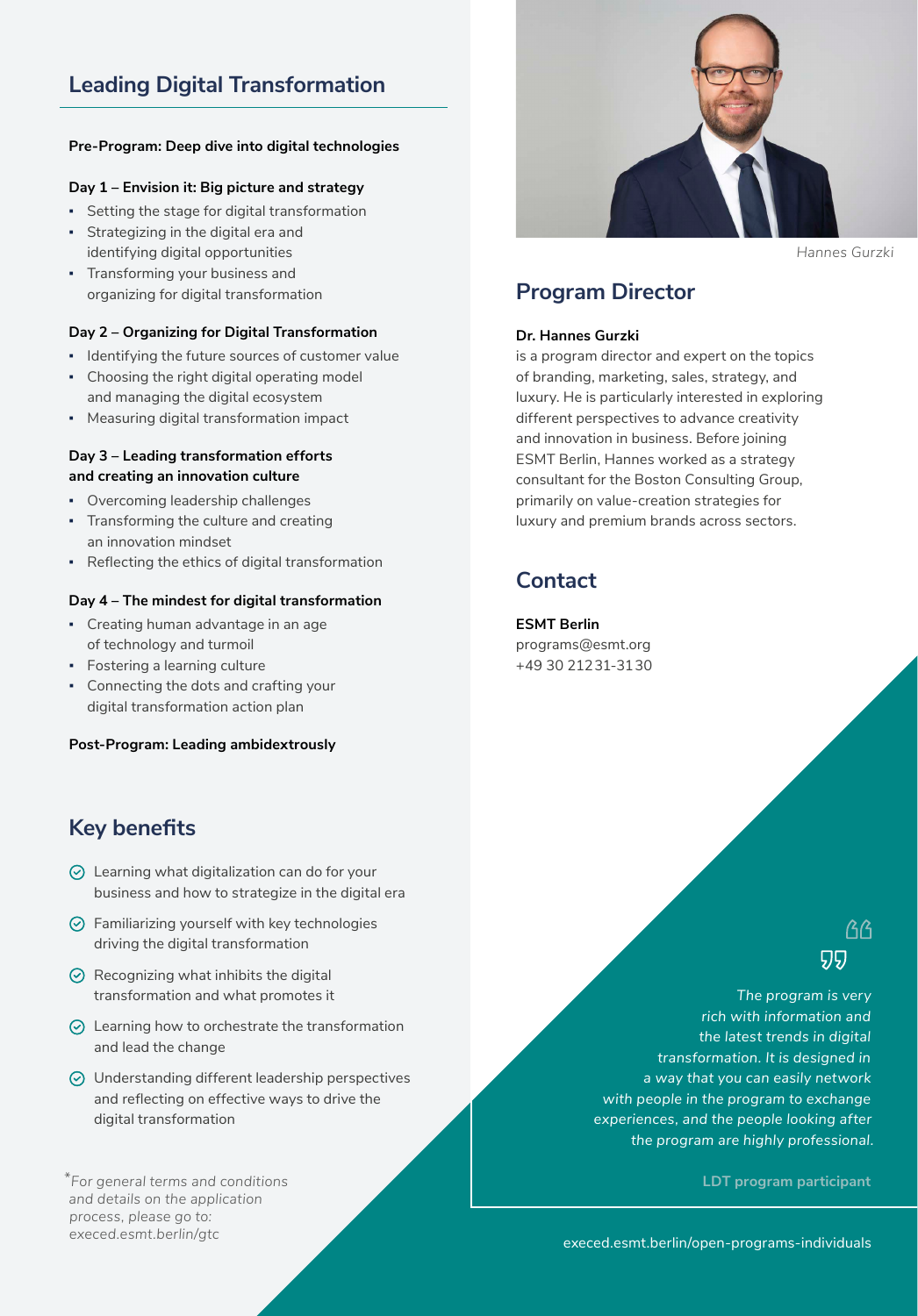## Leading Digital Transformation

**Pre-Program: Deep dive into digital technologies**

**Day 1 – Envision it: Big picture and strategy**

- Setting the stage for digital transformation
- Strategizing in the digital era and identifying digital opportunities
- Transforming your business and organizing for digital transformation

**Day 2 – Organizing for Digital Transformation**

- Identifying the future sources of customer value
- Choosing the right digital operating model and managing the digital ecosystem
- Measuring digital transformation impact

**Day 3 – Leading transformation efforts and creating an innovation culture**

- Overcoming leadership challenges
- Transforming the culture and creating an innovation mindset
- Reflecting the ethics of digital transformation

**Day 4 – The mindest for digital transformation**

- Creating human advantage in an age of technology and turmoil
- Fostering a learning culture
- Connecting the dots and crafting your digital transformation action plan

**Post-Program: Leading ambidextrously**

## Key benefits

- Learning what digitalization can do for your business and how to strategize in the digital era
- Familiarizing yourself with key technologies driving the digital transformation
- Recognizing what inhibits the digital transformation and what promotes it
- Learning how to orchestrate the transformation and lead the change
- Understanding different leadership perspectives and reflecting on effective ways to drive the digital transformation

*\*For general terms and conditions and details on the application process, please go to: execed.esmt.berlin/gtc*

*Hannes Gurzki*

## Program Director

**Dr. Hannes Gurzki**
is a program director and expert on the topics of branding, marketing, sales, strategy, and luxury. He is particularly interested in exploring different perspectives to advance creativity and innovation in business. Before joining ESMT Berlin, Hannes worked as a strategy consultant for the Boston Consulting Group, primarily on value-creation strategies for luxury and premium brands across sectors.

## Contact

**ESMT Berlin**
programs@esmt.org
+49 30 21231-3130

*The program is very rich with information and the latest trends in digital transformation. It is designed in a way that you can easily network with people in the program to exchange experiences, and the people looking after the program are highly professional.*

**LDT program participant**

execed.esmt.berlin/open-programs-individuals